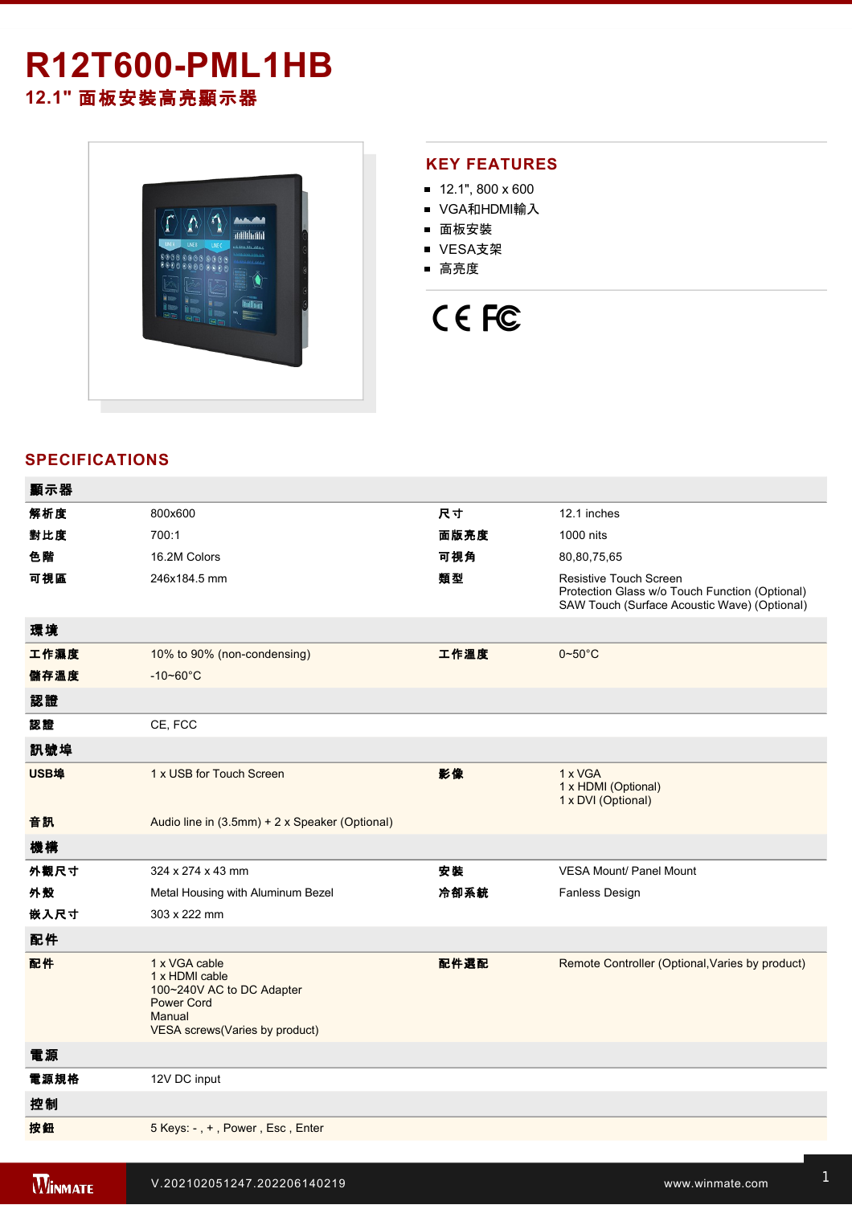# R12T600-PML1HB

## 12.1" 面板安裝高亮顯示器

## KEY FEATURES

- 12.1", 800 x 600
- VGA和HDMI輸入
- 面板安裝
- VESA支架
- 高亮度

## SPECIFICATIONS

| **顯示器** | | | |
|---|---|---|---|
| **解析度** | 800x600 | **尺寸** | 12.1 inches |
| **對比度** | 700:1 | **面版亮度** | 1000 nits |
| **色階** | 16.2M Colors | **可視角** | 80,80,75,65 |
| **可視區** | 246x184.5 mm | **類型** | Resistive Touch Screen<br>Protection Glass w/o Touch Function (Optional)<br>SAW Touch (Surface Acoustic Wave) (Optional) |
| **環境** | | | |
| **工作濕度** | 10% to 90% (non-condensing) | **工作溫度** | 0~50°C |
| **儲存溫度** | -10~60°C | | |
| **認證** | | | |
| **認證** | CE, FCC | | |
| **訊號埠** | | | |
| **USB埠** | 1 x USB for Touch Screen | **影像** | 1 x VGA<br>1 x HDMI (Optional)<br>1 x DVI (Optional) |
| **音訊** | Audio line in (3.5mm) + 2 x Speaker (Optional) | | |
| **機構** | | | |
| **外觀尺寸** | 324 x 274 x 43 mm | **安裝** | VESA Mount/ Panel Mount |
| **外殼** | Metal Housing with Aluminum Bezel | **冷卻系統** | Fanless Design |
| **嵌入尺寸** | 303 x 222 mm | | |
| **配件** | | | |
| **配件** | 1 x VGA cable<br>1 x HDMI cable<br>100~240V AC to DC Adapter<br>Power Cord<br>Manual<br>VESA screws(Varies by product) | **配件選配** | Remote Controller (Optional,Varies by product) |
| **電源** | | | |
| **電源規格** | 12V DC input | | |
| **控制** | | | |
| **按鈕** | 5 Keys: - , + , Power , Esc , Enter | | |

V.202102051247.202206140219

www.winmate.com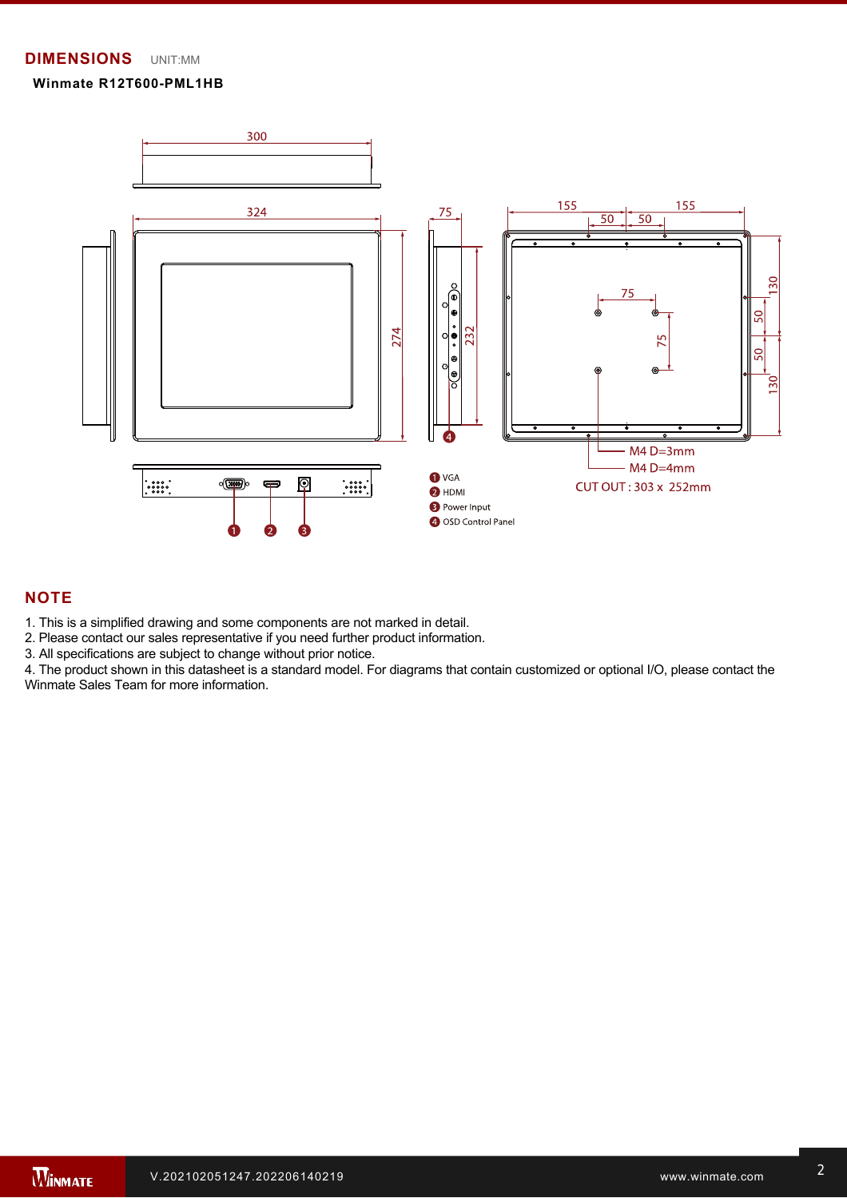## DIMENSIONS UNIT:MM

**Winmate R12T600-PML1HB**

300

324

274

75

232

155

50

50

155

75

75

130

50

50

130

M4 D=3mm

M4 D=4mm

CUT OUT : 303 x 252mm

1 VGA
2 HDMI
3 Power Input
4 OSD Control Panel

## NOTE

1. This is a simplified drawing and some components are not marked in detail.
2. Please contact our sales representative if you need further product information.
3. All specifications are subject to change without prior notice.
4. The product shown in this datasheet is a standard model. For diagrams that contain customized or optional I/O, please contact the Winmate Sales Team for more information.